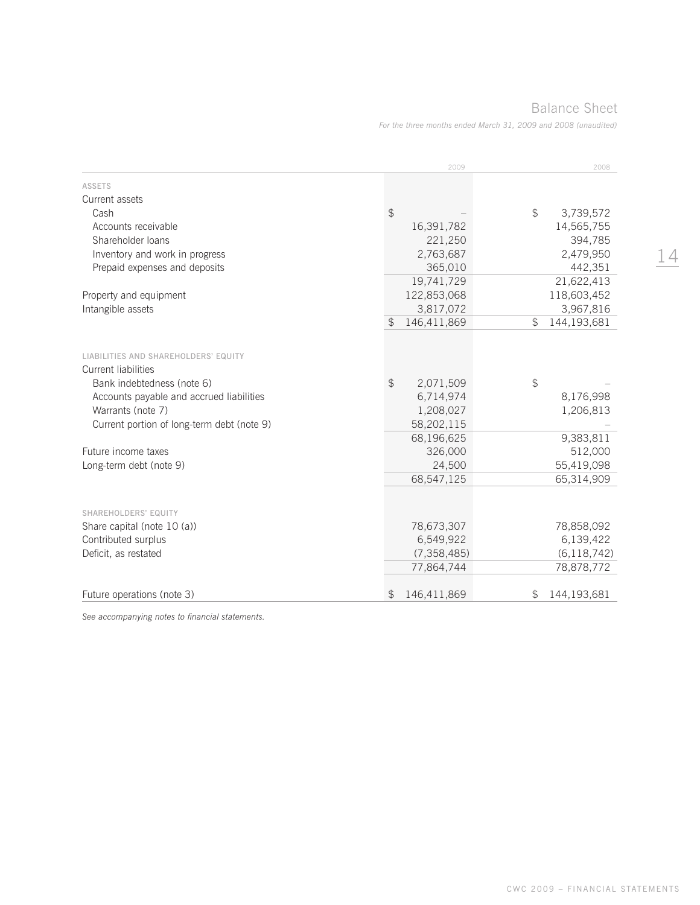# Balance Sheet

*For the three months ended March 31, 2009 and 2008 (unaudited)*

| | 2009 | 2008 |
|---|---|---|
| ASSETS | | |
| Current assets | | |
| Cash | $ – | $ 3,739,572 |
| Accounts receivable | 16,391,782 | 14,565,755 |
| Shareholder loans | 221,250 | 394,785 |
| Inventory and work in progress | 2,763,687 | 2,479,950 |
| Prepaid expenses and deposits | 365,010 | 442,351 |
| | 19,741,729 | 21,622,413 |
| Property and equipment | 122,853,068 | 118,603,452 |
| Intangible assets | 3,817,072 | 3,967,816 |
| | $ 146,411,869 | $ 144,193,681 |
| LIABILITIES AND SHAREHOLDERS' EQUITY | | |
| Current liabilities | | |
| Bank indebtedness (note 6) | $ 2,071,509 | $ – |
| Accounts payable and accrued liabilities | 6,714,974 | 8,176,998 |
| Warrants (note 7) | 1,208,027 | 1,206,813 |
| Current portion of long-term debt (note 9) | 58,202,115 | – |
| | 68,196,625 | 9,383,811 |
| Future income taxes | 326,000 | 512,000 |
| Long-term debt (note 9) | 24,500 | 55,419,098 |
| | 68,547,125 | 65,314,909 |
| SHAREHOLDERS' EQUITY | | |
| Share capital (note 10 (a)) | 78,673,307 | 78,858,092 |
| Contributed surplus | 6,549,922 | 6,139,422 |
| Deficit, as restated | (7,358,485) | (6,118,742) |
| | 77,864,744 | 78,878,772 |
| Future operations (note 3) | $ 146,411,869 | $ 144,193,681 |

*See accompanying notes to financial statements.*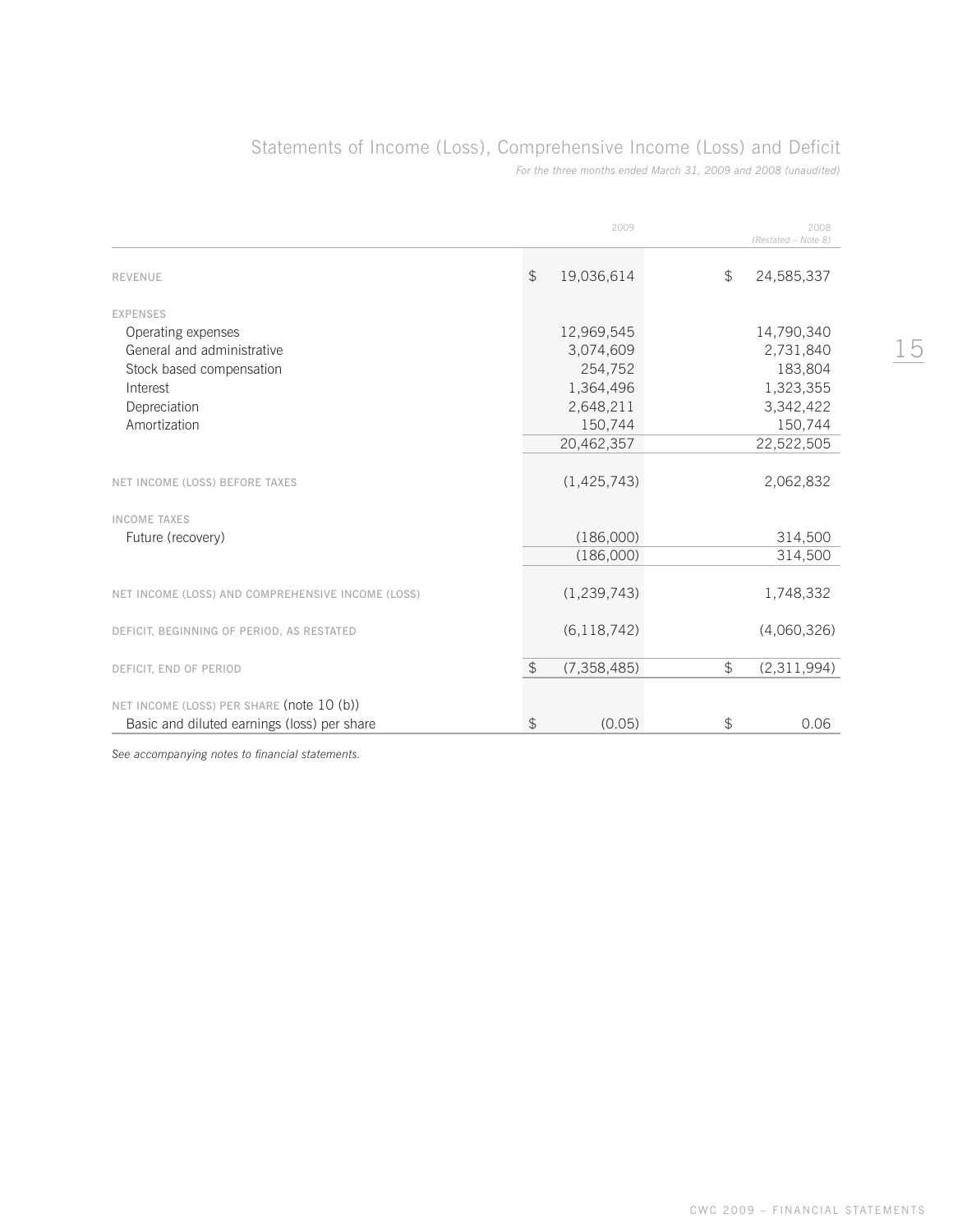# Statements of Income (Loss), Comprehensive Income (Loss) and Deficit

*For the three months ended March 31, 2009 and 2008 (unaudited)*

| | 2009 | 2008 *(Restated – Note 8)* |
|---|---|---|
| REVENUE | $ 19,036,614 | $ 24,585,337 |
| EXPENSES | | |
| Operating expenses | 12,969,545 | 14,790,340 |
| General and administrative | 3,074,609 | 2,731,840 |
| Stock based compensation | 254,752 | 183,804 |
| Interest | 1,364,496 | 1,323,355 |
| Depreciation | 2,648,211 | 3,342,422 |
| Amortization | 150,744 | 150,744 |
| | 20,462,357 | 22,522,505 |
| NET INCOME (LOSS) BEFORE TAXES | (1,425,743) | 2,062,832 |
| INCOME TAXES | | |
| Future (recovery) | (186,000) | 314,500 |
| | (186,000) | 314,500 |
| NET INCOME (LOSS) AND COMPREHENSIVE INCOME (LOSS) | (1,239,743) | 1,748,332 |
| DEFICIT, BEGINNING OF PERIOD, AS RESTATED | (6,118,742) | (4,060,326) |
| DEFICIT, END OF PERIOD | $ (7,358,485) | $ (2,311,994) |
| NET INCOME (LOSS) PER SHARE (note 10 (b)) | | |
| Basic and diluted earnings (loss) per share | $ (0.05) | $ 0.06 |

*See accompanying notes to financial statements.*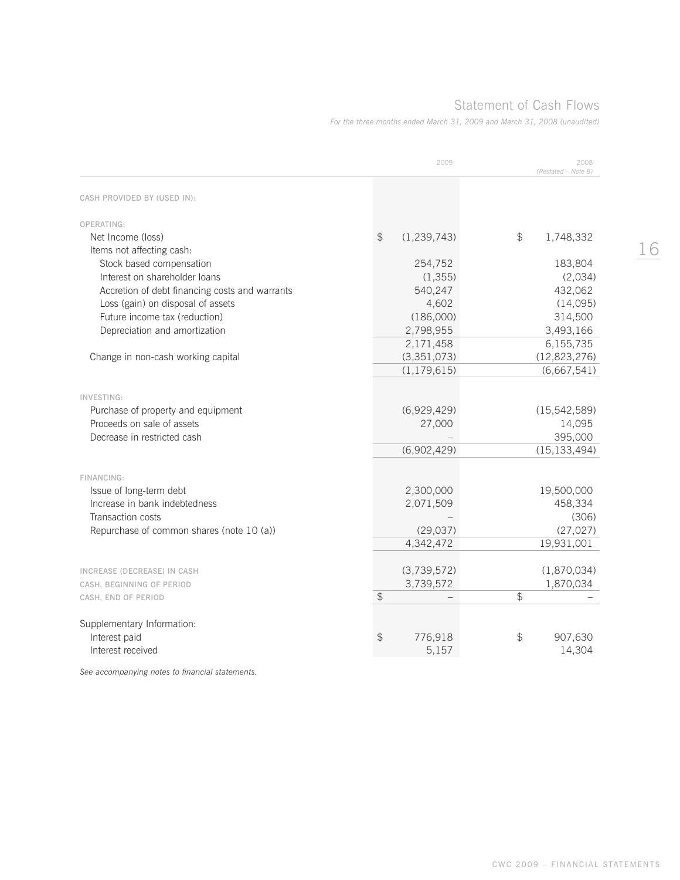# Statement of Cash Flows

*For the three months ended March 31, 2009 and March 31, 2008 (unaudited)*

| | 2009 | 2008 *(Restated – Note 8)* |
|---|---|---|
| CASH PROVIDED BY (USED IN): | | |
| OPERATING: | | |
| Net Income (loss) | $ (1,239,743) | $ 1,748,332 |
| Items not affecting cash: | | |
| Stock based compensation | 254,752 | 183,804 |
| Interest on shareholder loans | (1,355) | (2,034) |
| Accretion of debt financing costs and warrants | 540,247 | 432,062 |
| Loss (gain) on disposal of assets | 4,602 | (14,095) |
| Future income tax (reduction) | (186,000) | 314,500 |
| Depreciation and amortization | 2,798,955 | 3,493,166 |
| | 2,171,458 | 6,155,735 |
| Change in non-cash working capital | (3,351,073) | (12,823,276) |
| | (1,179,615) | (6,667,541) |
| INVESTING: | | |
| Purchase of property and equipment | (6,929,429) | (15,542,589) |
| Proceeds on sale of assets | 27,000 | 14,095 |
| Decrease in restricted cash | – | 395,000 |
| | (6,902,429) | (15,133,494) |
| FINANCING: | | |
| Issue of long-term debt | 2,300,000 | 19,500,000 |
| Increase in bank indebtedness | 2,071,509 | 458,334 |
| Transaction costs | – | (306) |
| Repurchase of common shares (note 10 (a)) | (29,037) | (27,027) |
| | 4,342,472 | 19,931,001 |
| INCREASE (DECREASE) IN CASH | (3,739,572) | (1,870,034) |
| CASH, BEGINNING OF PERIOD | 3,739,572 | 1,870,034 |
| CASH, END OF PERIOD | $ – | $ – |
| Supplementary Information: | | |
| Interest paid | $ 776,918 | $ 907,630 |
| Interest received | 5,157 | 14,304 |

*See accompanying notes to financial statements.*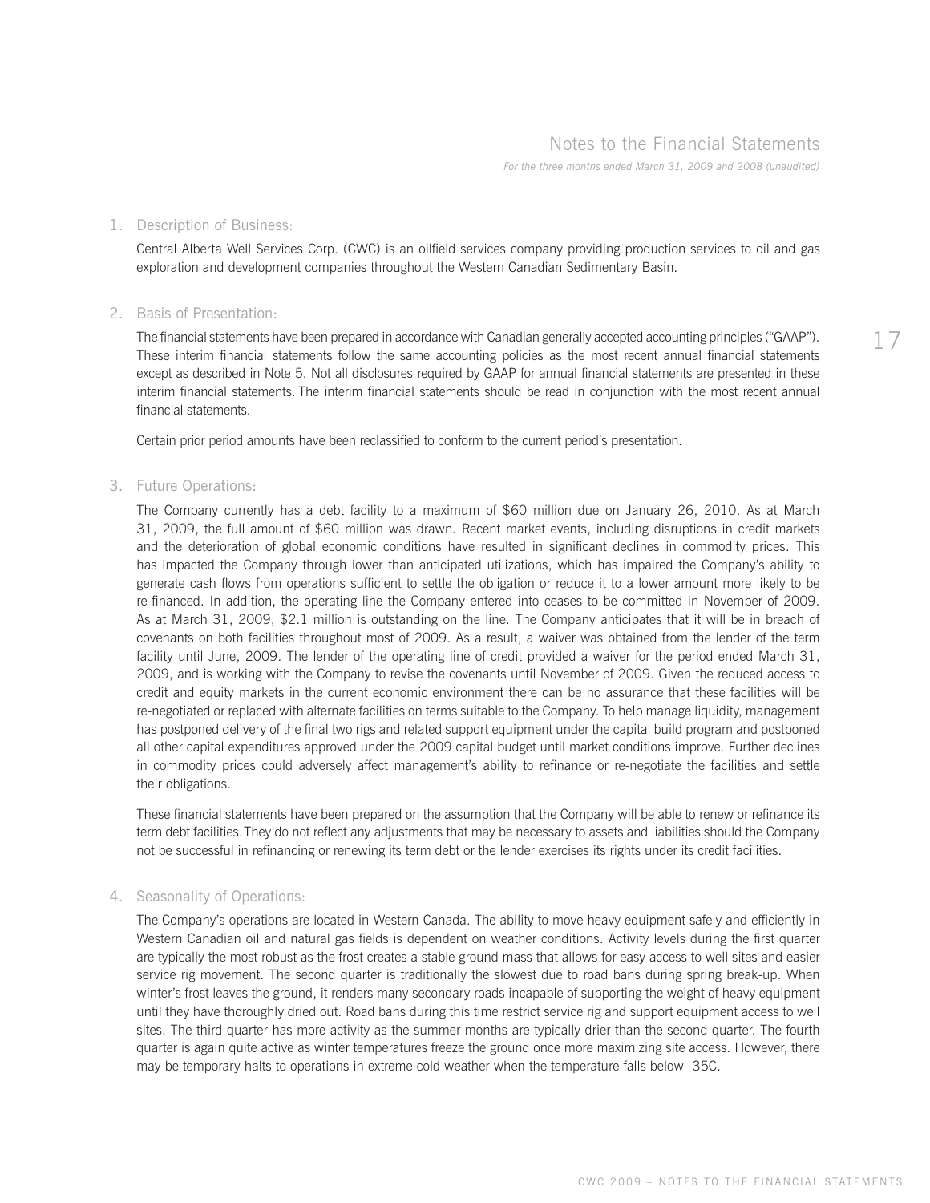# Notes to the Financial Statements

*For the three months ended March 31, 2009 and 2008 (unaudited)*

## 1. Description of Business:

Central Alberta Well Services Corp. (CWC) is an oilfield services company providing production services to oil and gas exploration and development companies throughout the Western Canadian Sedimentary Basin.

## 2. Basis of Presentation:

The financial statements have been prepared in accordance with Canadian generally accepted accounting principles ("GAAP"). These interim financial statements follow the same accounting policies as the most recent annual financial statements except as described in Note 5. Not all disclosures required by GAAP for annual financial statements are presented in these interim financial statements. The interim financial statements should be read in conjunction with the most recent annual financial statements.

Certain prior period amounts have been reclassified to conform to the current period's presentation.

## 3. Future Operations:

The Company currently has a debt facility to a maximum of $60 million due on January 26, 2010. As at March 31, 2009, the full amount of $60 million was drawn. Recent market events, including disruptions in credit markets and the deterioration of global economic conditions have resulted in significant declines in commodity prices. This has impacted the Company through lower than anticipated utilizations, which has impaired the Company's ability to generate cash flows from operations sufficient to settle the obligation or reduce it to a lower amount more likely to be re-financed. In addition, the operating line the Company entered into ceases to be committed in November of 2009. As at March 31, 2009, $2.1 million is outstanding on the line. The Company anticipates that it will be in breach of covenants on both facilities throughout most of 2009. As a result, a waiver was obtained from the lender of the term facility until June, 2009. The lender of the operating line of credit provided a waiver for the period ended March 31, 2009, and is working with the Company to revise the covenants until November of 2009. Given the reduced access to credit and equity markets in the current economic environment there can be no assurance that these facilities will be re-negotiated or replaced with alternate facilities on terms suitable to the Company. To help manage liquidity, management has postponed delivery of the final two rigs and related support equipment under the capital build program and postponed all other capital expenditures approved under the 2009 capital budget until market conditions improve. Further declines in commodity prices could adversely affect management's ability to refinance or re-negotiate the facilities and settle their obligations.

These financial statements have been prepared on the assumption that the Company will be able to renew or refinance its term debt facilities. They do not reflect any adjustments that may be necessary to assets and liabilities should the Company not be successful in refinancing or renewing its term debt or the lender exercises its rights under its credit facilities.

## 4. Seasonality of Operations:

The Company's operations are located in Western Canada. The ability to move heavy equipment safely and efficiently in Western Canadian oil and natural gas fields is dependent on weather conditions. Activity levels during the first quarter are typically the most robust as the frost creates a stable ground mass that allows for easy access to well sites and easier service rig movement. The second quarter is traditionally the slowest due to road bans during spring break-up. When winter's frost leaves the ground, it renders many secondary roads incapable of supporting the weight of heavy equipment until they have thoroughly dried out. Road bans during this time restrict service rig and support equipment access to well sites. The third quarter has more activity as the summer months are typically drier than the second quarter. The fourth quarter is again quite active as winter temperatures freeze the ground once more maximizing site access. However, there may be temporary halts to operations in extreme cold weather when the temperature falls below -35C.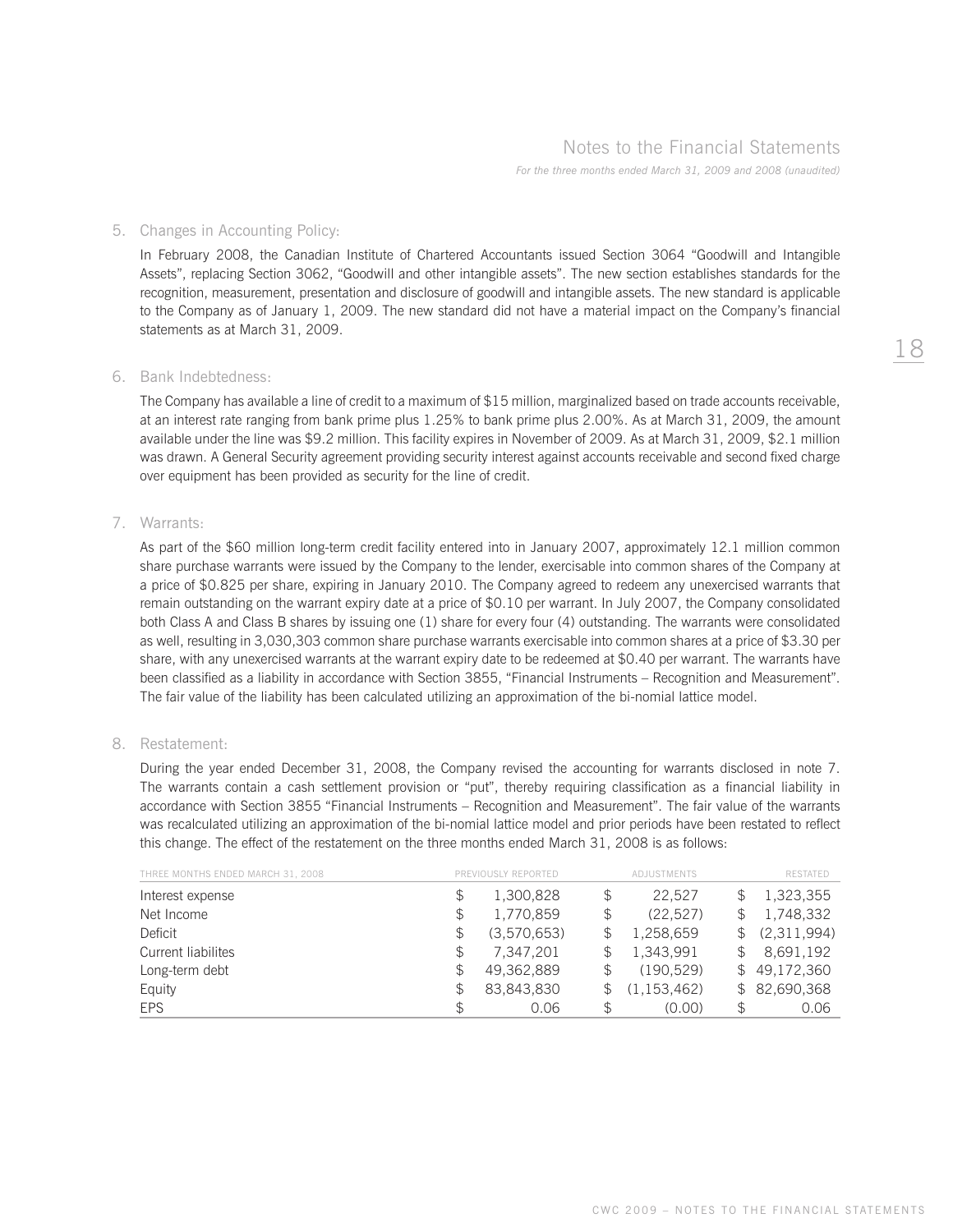# Notes to the Financial Statements

*For the three months ended March 31, 2009 and 2008 (unaudited)*

## 5. Changes in Accounting Policy:

In February 2008, the Canadian Institute of Chartered Accountants issued Section 3064 “Goodwill and Intangible Assets”, replacing Section 3062, “Goodwill and other intangible assets”. The new section establishes standards for the recognition, measurement, presentation and disclosure of goodwill and intangible assets. The new standard is applicable to the Company as of January 1, 2009. The new standard did not have a material impact on the Company’s financial statements as at March 31, 2009.

## 6. Bank Indebtedness:

The Company has available a line of credit to a maximum of $15 million, marginalized based on trade accounts receivable, at an interest rate ranging from bank prime plus 1.25% to bank prime plus 2.00%. As at March 31, 2009, the amount available under the line was $9.2 million. This facility expires in November of 2009. As at March 31, 2009, $2.1 million was drawn. A General Security agreement providing security interest against accounts receivable and second fixed charge over equipment has been provided as security for the line of credit.

## 7. Warrants:

As part of the $60 million long-term credit facility entered into in January 2007, approximately 12.1 million common share purchase warrants were issued by the Company to the lender, exercisable into common shares of the Company at a price of $0.825 per share, expiring in January 2010. The Company agreed to redeem any unexercised warrants that remain outstanding on the warrant expiry date at a price of $0.10 per warrant. In July 2007, the Company consolidated both Class A and Class B shares by issuing one (1) share for every four (4) outstanding. The warrants were consolidated as well, resulting in 3,030,303 common share purchase warrants exercisable into common shares at a price of $3.30 per share, with any unexercised warrants at the warrant expiry date to be redeemed at $0.40 per warrant. The warrants have been classified as a liability in accordance with Section 3855, “Financial Instruments – Recognition and Measurement”. The fair value of the liability has been calculated utilizing an approximation of the bi-nomial lattice model.

## 8. Restatement:

During the year ended December 31, 2008, the Company revised the accounting for warrants disclosed in note 7. The warrants contain a cash settlement provision or “put”, thereby requiring classification as a financial liability in accordance with Section 3855 “Financial Instruments – Recognition and Measurement”. The fair value of the warrants was recalculated utilizing an approximation of the bi-nomial lattice model and prior periods have been restated to reflect this change. The effect of the restatement on the three months ended March 31, 2008 is as follows:

| THREE MONTHS ENDED MARCH 31, 2008 | PREVIOUSLY REPORTED | ADJUSTMENTS | RESTATED |
|---|---|---|---|
| Interest expense | $ 1,300,828 | $ 22,527 | $ 1,323,355 |
| Net Income | $ 1,770,859 | $ (22,527) | $ 1,748,332 |
| Deficit | $ (3,570,653) | $ 1,258,659 | $ (2,311,994) |
| Current liabilites | $ 7,347,201 | $ 1,343,991 | $ 8,691,192 |
| Long-term debt | $ 49,362,889 | $ (190,529) | $ 49,172,360 |
| Equity | $ 83,843,830 | $ (1,153,462) | $ 82,690,368 |
| EPS | $ 0.06 | $ (0.00) | $ 0.06 |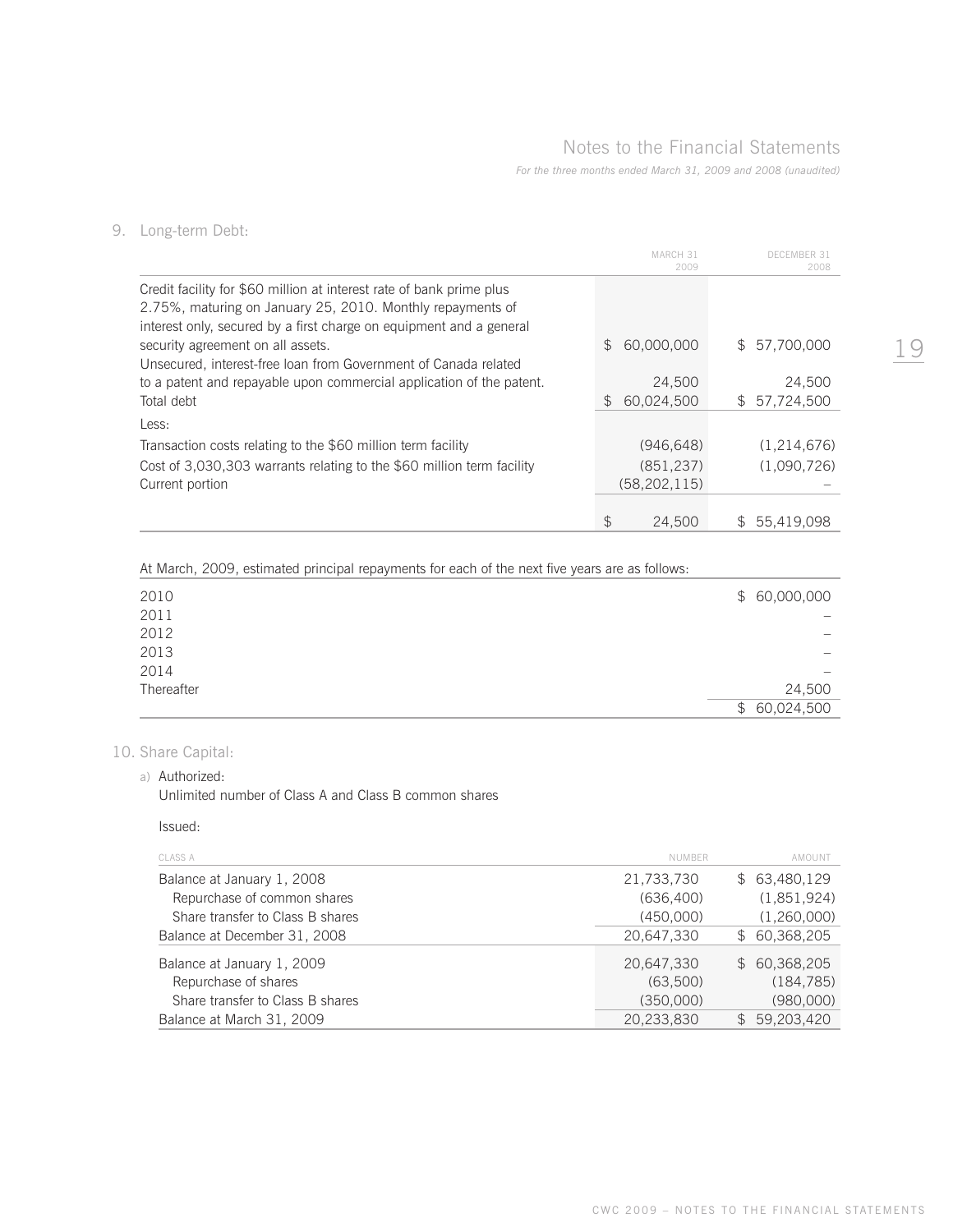# Notes to the Financial Statements

*For the three months ended March 31, 2009 and 2008 (unaudited)*

## 9. Long-term Debt:

| | MARCH 31 2009 | DECEMBER 31 2008 |
|---|---|---|
| Credit facility for $60 million at interest rate of bank prime plus 2.75%, maturing on January 25, 2010. Monthly repayments of interest only, secured by a first charge on equipment and a general security agreement on all assets. | $ 60,000,000 | $ 57,700,000 |
| Unsecured, interest-free loan from Government of Canada related to a patent and repayable upon commercial application of the patent. | 24,500 | 24,500 |
| Total debt | $ 60,024,500 | $ 57,724,500 |
| Less: | | |
| Transaction costs relating to the $60 million term facility | (946,648) | (1,214,676) |
| Cost of 3,030,303 warrants relating to the $60 million term facility | (851,237) | (1,090,726) |
| Current portion | (58,202,115) | – |
| | $ 24,500 | $ 55,419,098 |

At March, 2009, estimated principal repayments for each of the next five years are as follows:

| | |
|---|---|
| 2010 | $ 60,000,000 |
| 2011 | – |
| 2012 | – |
| 2013 | – |
| 2014 | – |
| Thereafter | 24,500 |
| | $ 60,024,500 |

## 10. Share Capital:

a) Authorized:

Unlimited number of Class A and Class B common shares

Issued:

| CLASS A | NUMBER | AMOUNT |
|---|---|---|
| Balance at January 1, 2008 | 21,733,730 | $ 63,480,129 |
| Repurchase of common shares | (636,400) | (1,851,924) |
| Share transfer to Class B shares | (450,000) | (1,260,000) |
| Balance at December 31, 2008 | 20,647,330 | $ 60,368,205 |
| Balance at January 1, 2009 | 20,647,330 | $ 60,368,205 |
| Repurchase of shares | (63,500) | (184,785) |
| Share transfer to Class B shares | (350,000) | (980,000) |
| Balance at March 31, 2009 | 20,233,830 | $ 59,203,420 |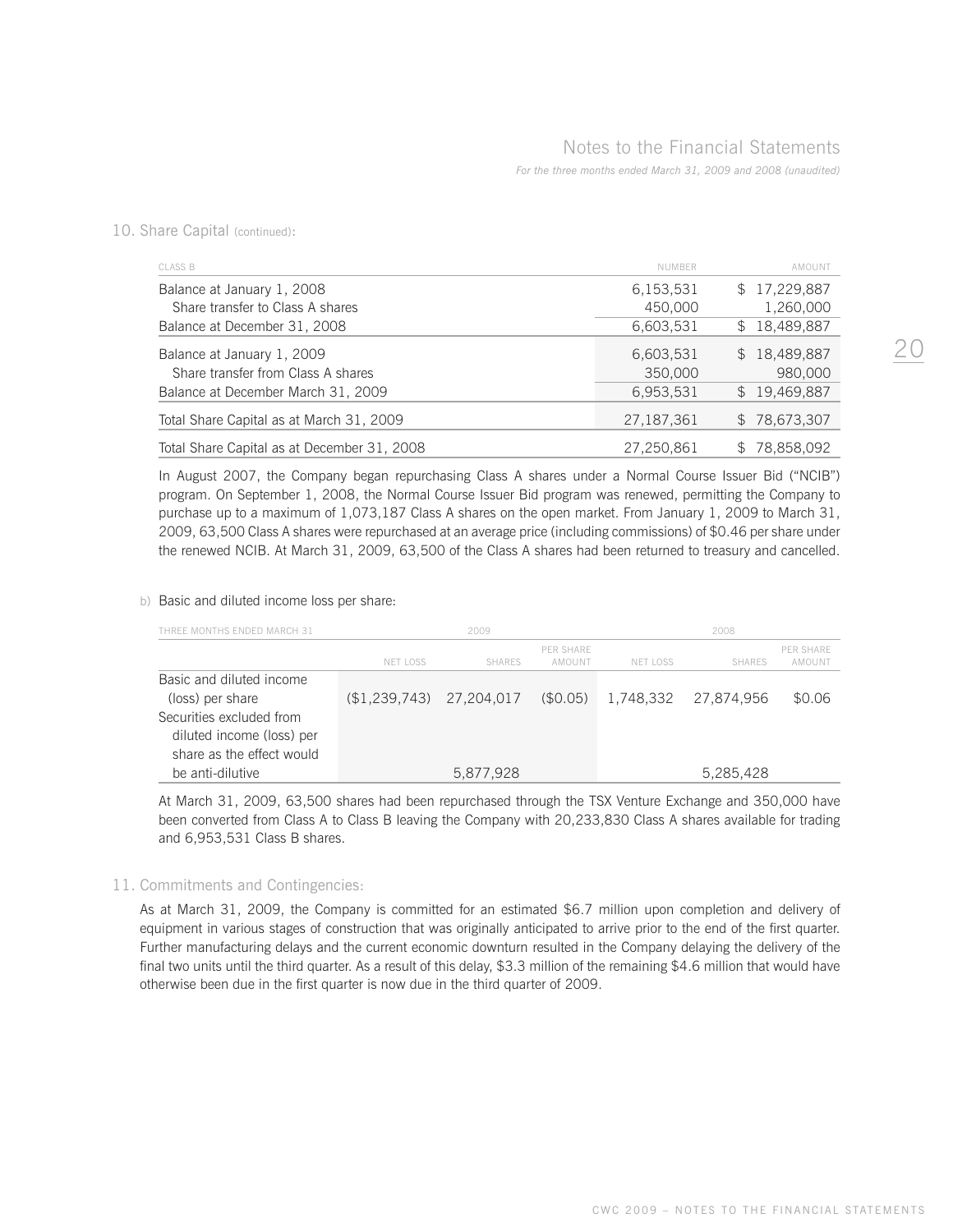## 10. Share Capital (continued):

| CLASS B | NUMBER | AMOUNT |
|---|---|---|
| Balance at January 1, 2008 | 6,153,531 | $ 17,229,887 |
| Share transfer to Class A shares | 450,000 | 1,260,000 |
| Balance at December 31, 2008 | 6,603,531 | $ 18,489,887 |
| Balance at January 1, 2009 | 6,603,531 | $ 18,489,887 |
| Share transfer from Class A shares | 350,000 | 980,000 |
| Balance at December March 31, 2009 | 6,953,531 | $ 19,469,887 |
| Total Share Capital as at March 31, 2009 | 27,187,361 | $ 78,673,307 |
| Total Share Capital as at December 31, 2008 | 27,250,861 | $ 78,858,092 |

In August 2007, the Company began repurchasing Class A shares under a Normal Course Issuer Bid ("NCIB") program. On September 1, 2008, the Normal Course Issuer Bid program was renewed, permitting the Company to purchase up to a maximum of 1,073,187 Class A shares on the open market. From January 1, 2009 to March 31, 2009, 63,500 Class A shares were repurchased at an average price (including commissions) of $0.46 per share under the renewed NCIB. At March 31, 2009, 63,500 of the Class A shares had been returned to treasury and cancelled.

b) Basic and diluted income loss per share:

| THREE MONTHS ENDED MARCH 31 | 2009 | | | 2008 | | |
|---|---|---|---|---|---|---|
| | NET LOSS | SHARES | PER SHARE AMOUNT | NET LOSS | SHARES | PER SHARE AMOUNT |
| Basic and diluted income (loss) per share | ($1,239,743) | 27,204,017 | ($0.05) | 1,748,332 | 27,874,956 | $0.06 |
| Securities excluded from diluted income (loss) per share as the effect would be anti-dilutive | | 5,877,928 | | | 5,285,428 | |

At March 31, 2009, 63,500 shares had been repurchased through the TSX Venture Exchange and 350,000 have been converted from Class A to Class B leaving the Company with 20,233,830 Class A shares available for trading and 6,953,531 Class B shares.

## 11. Commitments and Contingencies:

As at March 31, 2009, the Company is committed for an estimated $6.7 million upon completion and delivery of equipment in various stages of construction that was originally anticipated to arrive prior to the end of the first quarter. Further manufacturing delays and the current economic downturn resulted in the Company delaying the delivery of the final two units until the third quarter. As a result of this delay, $3.3 million of the remaining $4.6 million that would have otherwise been due in the first quarter is now due in the third quarter of 2009.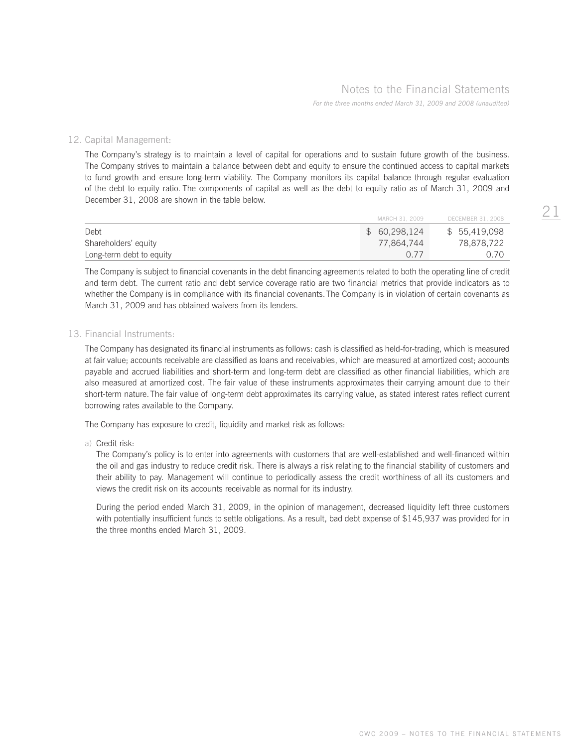## 12. Capital Management:

The Company's strategy is to maintain a level of capital for operations and to sustain future growth of the business. The Company strives to maintain a balance between debt and equity to ensure the continued access to capital markets to fund growth and ensure long-term viability. The Company monitors its capital balance through regular evaluation of the debt to equity ratio. The components of capital as well as the debt to equity ratio as of March 31, 2009 and December 31, 2008 are shown in the table below.

| | MARCH 31, 2009 | DECEMBER 31, 2008 |
|---|---|---|
| Debt | $ 60,298,124 | $ 55,419,098 |
| Shareholders' equity | 77,864,744 | 78,878,722 |
| Long-term debt to equity | 0.77 | 0.70 |

The Company is subject to financial covenants in the debt financing agreements related to both the operating line of credit and term debt. The current ratio and debt service coverage ratio are two financial metrics that provide indicators as to whether the Company is in compliance with its financial covenants. The Company is in violation of certain covenants as March 31, 2009 and has obtained waivers from its lenders.

## 13. Financial Instruments:

The Company has designated its financial instruments as follows: cash is classified as held-for-trading, which is measured at fair value; accounts receivable are classified as loans and receivables, which are measured at amortized cost; accounts payable and accrued liabilities and short-term and long-term debt are classified as other financial liabilities, which are also measured at amortized cost. The fair value of these instruments approximates their carrying amount due to their short-term nature. The fair value of long-term debt approximates its carrying value, as stated interest rates reflect current borrowing rates available to the Company.

The Company has exposure to credit, liquidity and market risk as follows:

a) Credit risk:

The Company's policy is to enter into agreements with customers that are well-established and well-financed within the oil and gas industry to reduce credit risk. There is always a risk relating to the financial stability of customers and their ability to pay. Management will continue to periodically assess the credit worthiness of all its customers and views the credit risk on its accounts receivable as normal for its industry.

During the period ended March 31, 2009, in the opinion of management, decreased liquidity left three customers with potentially insufficient funds to settle obligations. As a result, bad debt expense of $145,937 was provided for in the three months ended March 31, 2009.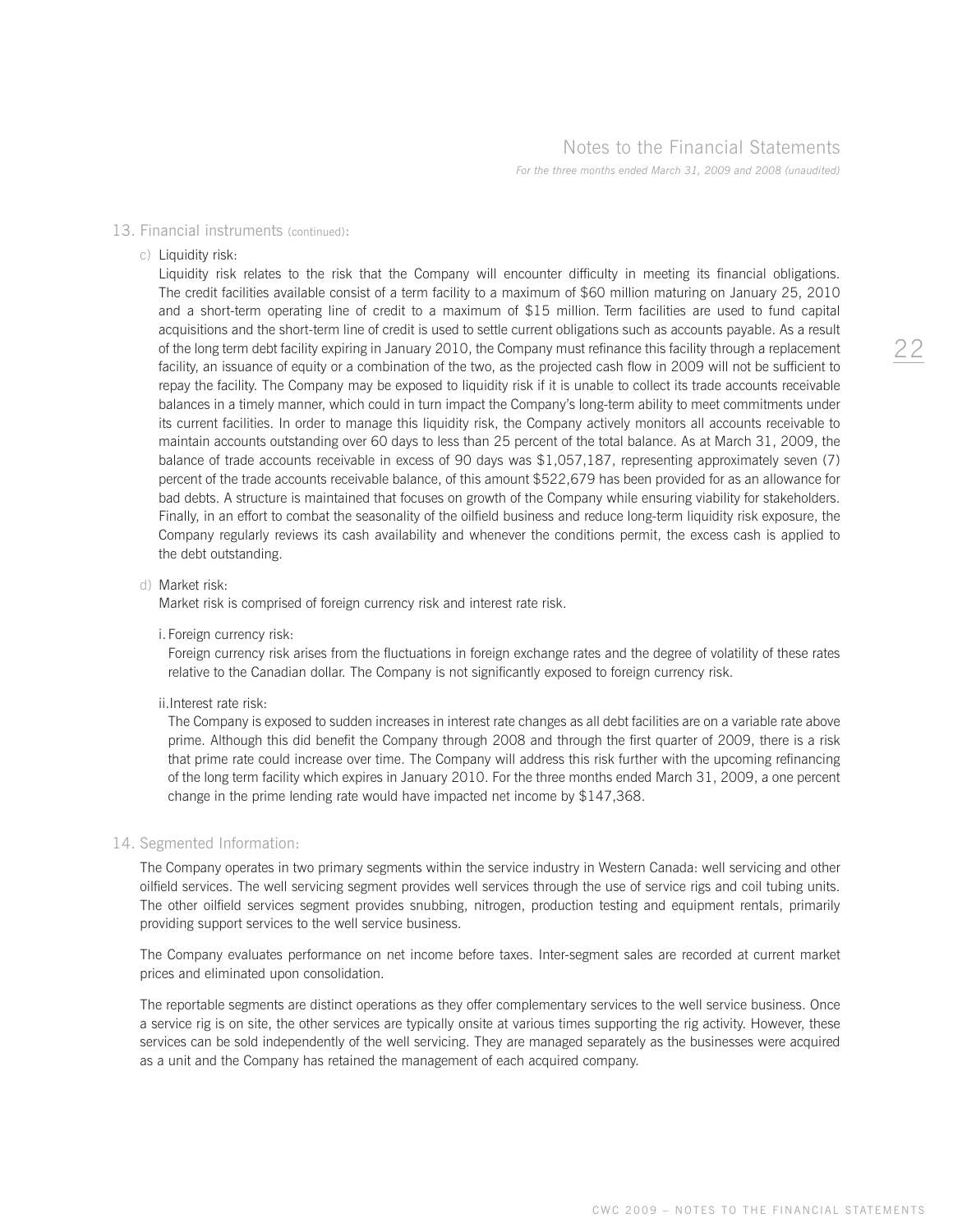## 13. Financial instruments (continued):

c) Liquidity risk:

Liquidity risk relates to the risk that the Company will encounter difficulty in meeting its financial obligations. The credit facilities available consist of a term facility to a maximum of $60 million maturing on January 25, 2010 and a short-term operating line of credit to a maximum of $15 million. Term facilities are used to fund capital acquisitions and the short-term line of credit is used to settle current obligations such as accounts payable. As a result of the long term debt facility expiring in January 2010, the Company must refinance this facility through a replacement facility, an issuance of equity or a combination of the two, as the projected cash flow in 2009 will not be sufficient to repay the facility. The Company may be exposed to liquidity risk if it is unable to collect its trade accounts receivable balances in a timely manner, which could in turn impact the Company's long-term ability to meet commitments under its current facilities. In order to manage this liquidity risk, the Company actively monitors all accounts receivable to maintain accounts outstanding over 60 days to less than 25 percent of the total balance. As at March 31, 2009, the balance of trade accounts receivable in excess of 90 days was $1,057,187, representing approximately seven (7) percent of the trade accounts receivable balance, of this amount $522,679 has been provided for as an allowance for bad debts. A structure is maintained that focuses on growth of the Company while ensuring viability for stakeholders. Finally, in an effort to combat the seasonality of the oilfield business and reduce long-term liquidity risk exposure, the Company regularly reviews its cash availability and whenever the conditions permit, the excess cash is applied to the debt outstanding.

d) Market risk:

Market risk is comprised of foreign currency risk and interest rate risk.

i. Foreign currency risk:

Foreign currency risk arises from the fluctuations in foreign exchange rates and the degree of volatility of these rates relative to the Canadian dollar. The Company is not significantly exposed to foreign currency risk.

ii. Interest rate risk:

The Company is exposed to sudden increases in interest rate changes as all debt facilities are on a variable rate above prime. Although this did benefit the Company through 2008 and through the first quarter of 2009, there is a risk that prime rate could increase over time. The Company will address this risk further with the upcoming refinancing of the long term facility which expires in January 2010. For the three months ended March 31, 2009, a one percent change in the prime lending rate would have impacted net income by $147,368.

## 14. Segmented Information:

The Company operates in two primary segments within the service industry in Western Canada: well servicing and other oilfield services. The well servicing segment provides well services through the use of service rigs and coil tubing units. The other oilfield services segment provides snubbing, nitrogen, production testing and equipment rentals, primarily providing support services to the well service business.

The Company evaluates performance on net income before taxes. Inter-segment sales are recorded at current market prices and eliminated upon consolidation.

The reportable segments are distinct operations as they offer complementary services to the well service business. Once a service rig is on site, the other services are typically onsite at various times supporting the rig activity. However, these services can be sold independently of the well servicing. They are managed separately as the businesses were acquired as a unit and the Company has retained the management of each acquired company.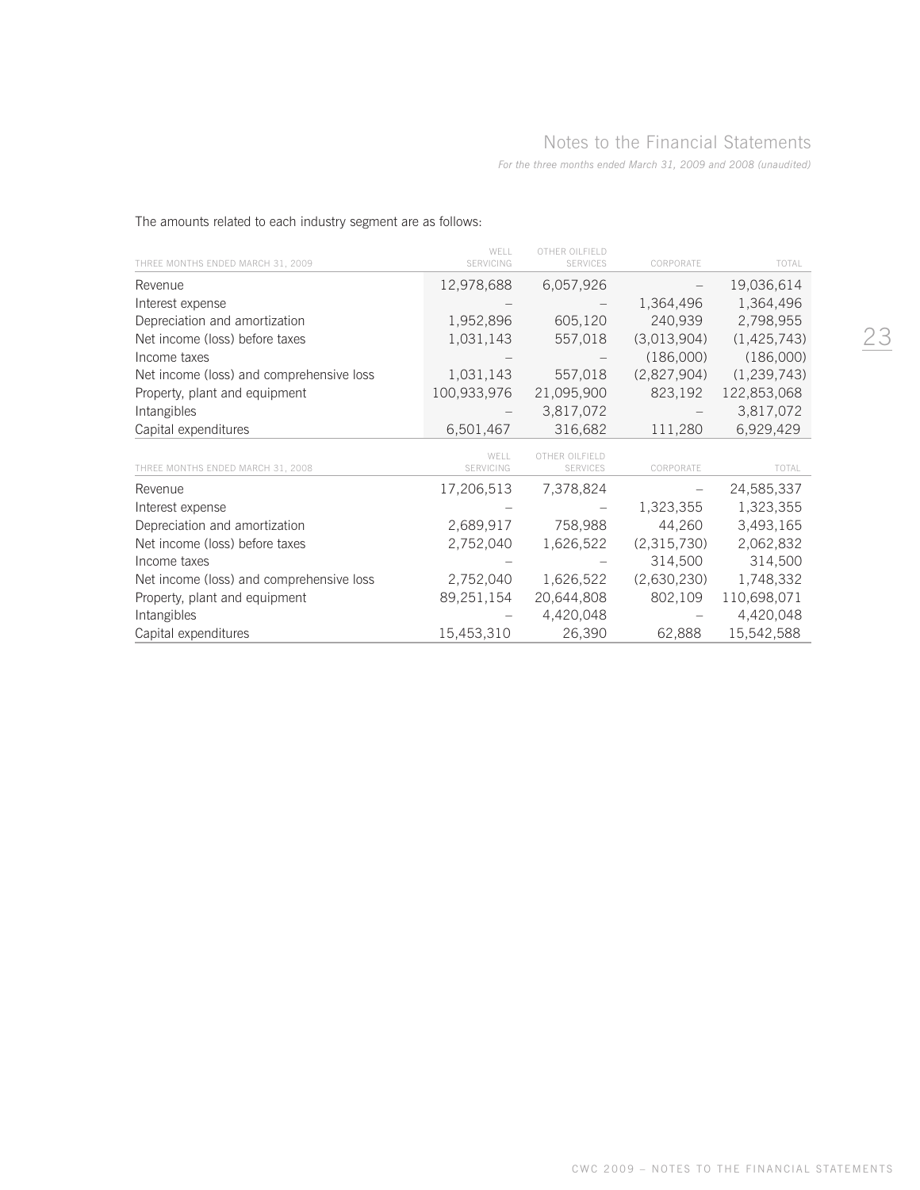The amounts related to each industry segment are as follows:

| THREE MONTHS ENDED MARCH 31, 2009 | WELL SERVICING | OTHER OILFIELD SERVICES | CORPORATE | TOTAL |
|---|---|---|---|---|
| Revenue | 12,978,688 | 6,057,926 | – | 19,036,614 |
| Interest expense | – | – | 1,364,496 | 1,364,496 |
| Depreciation and amortization | 1,952,896 | 605,120 | 240,939 | 2,798,955 |
| Net income (loss) before taxes | 1,031,143 | 557,018 | (3,013,904) | (1,425,743) |
| Income taxes | – | – | (186,000) | (186,000) |
| Net income (loss) and comprehensive loss | 1,031,143 | 557,018 | (2,827,904) | (1,239,743) |
| Property, plant and equipment | 100,933,976 | 21,095,900 | 823,192 | 122,853,068 |
| Intangibles | – | 3,817,072 | – | 3,817,072 |
| Capital expenditures | 6,501,467 | 316,682 | 111,280 | 6,929,429 |

| THREE MONTHS ENDED MARCH 31, 2008 | WELL SERVICING | OTHER OILFIELD SERVICES | CORPORATE | TOTAL |
|---|---|---|---|---|
| Revenue | 17,206,513 | 7,378,824 | – | 24,585,337 |
| Interest expense | – | – | 1,323,355 | 1,323,355 |
| Depreciation and amortization | 2,689,917 | 758,988 | 44,260 | 3,493,165 |
| Net income (loss) before taxes | 2,752,040 | 1,626,522 | (2,315,730) | 2,062,832 |
| Income taxes | – | – | 314,500 | 314,500 |
| Net income (loss) and comprehensive loss | 2,752,040 | 1,626,522 | (2,630,230) | 1,748,332 |
| Property, plant and equipment | 89,251,154 | 20,644,808 | 802,109 | 110,698,071 |
| Intangibles | – | 4,420,048 | – | 4,420,048 |
| Capital expenditures | 15,453,310 | 26,390 | 62,888 | 15,542,588 |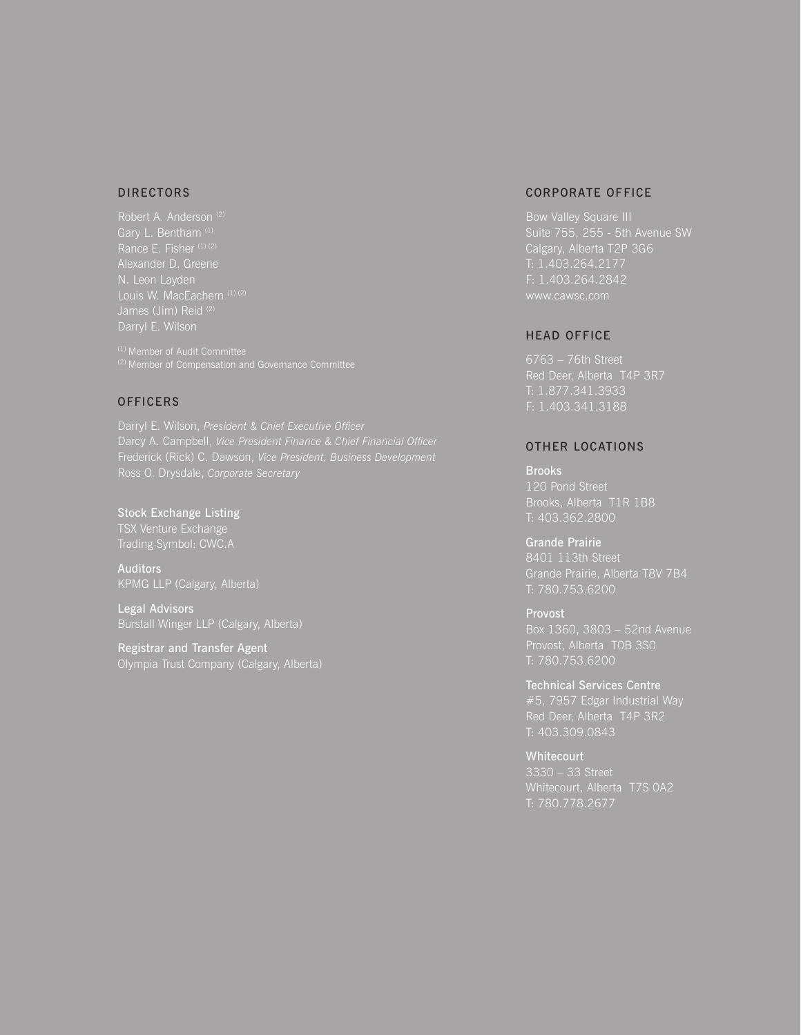## DIRECTORS

Robert A. Anderson [2]
Gary L. Bentham [1]
Rance E. Fisher [1] [2]
Alexander D. Greene
N. Leon Layden
Louis W. MacEachern [1] [2]
James (Jim) Reid [2]
Darryl E. Wilson

[1] Member of Audit Committee
[2] Member of Compensation and Governance Committee

## OFFICERS

Darryl E. Wilson, *President & Chief Executive Officer*
Darcy A. Campbell, *Vice President Finance & Chief Financial Officer*
Frederick (Rick) C. Dawson, *Vice President, Business Development*
Ross O. Drysdale, *Corporate Secretary*

**Stock Exchange Listing**
TSX Venture Exchange
Trading Symbol: CWC.A

**Auditors**
KPMG LLP (Calgary, Alberta)

**Legal Advisors**
Burstall Winger LLP (Calgary, Alberta)

**Registrar and Transfer Agent**
Olympia Trust Company (Calgary, Alberta)

## CORPORATE OFFICE

Bow Valley Square III
Suite 755, 255 - 5th Avenue SW
Calgary, Alberta T2P 3G6
T: 1.403.264.2177
F: 1.403.264.2842
www.cawsc.com

## HEAD OFFICE

6763 – 76th Street
Red Deer, Alberta T4P 3R7
T: 1.877.341.3933
F: 1.403.341.3188

## OTHER LOCATIONS

**Brooks**
120 Pond Street
Brooks, Alberta T1R 1B8
T: 403.362.2800

**Grande Prairie**
8401 113th Street
Grande Prairie, Alberta T8V 7B4
T: 780.753.6200

**Provost**
Box 1360, 3803 – 52nd Avenue
Provost, Alberta T0B 3S0
T: 780.753.6200

**Technical Services Centre**
#5, 7957 Edgar Industrial Way
Red Deer, Alberta T4P 3R2
T: 403.309.0843

**Whitecourt**
3330 – 33 Street
Whitecourt, Alberta T7S 0A2
T: 780.778.2677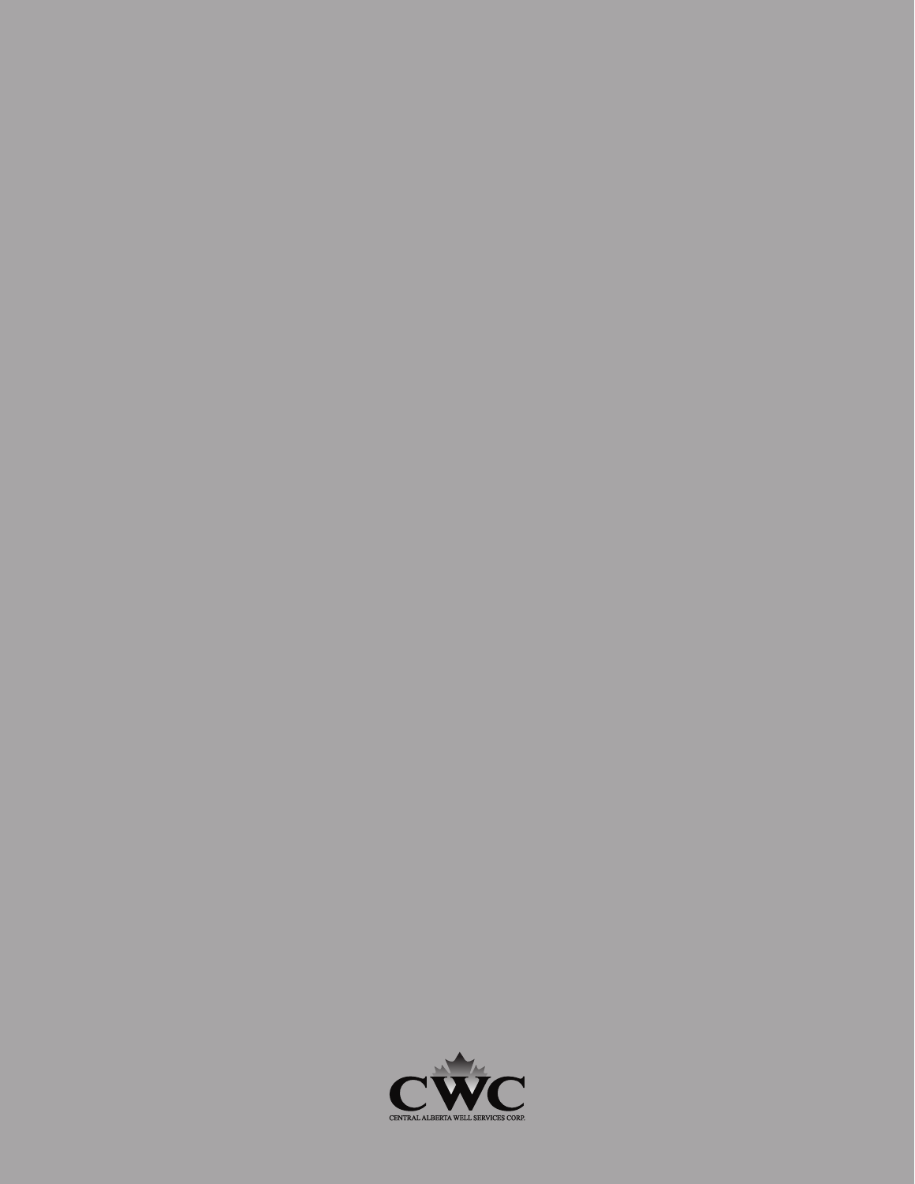CWC

CENTRAL ALBERTA WELL SERVICES CORP.